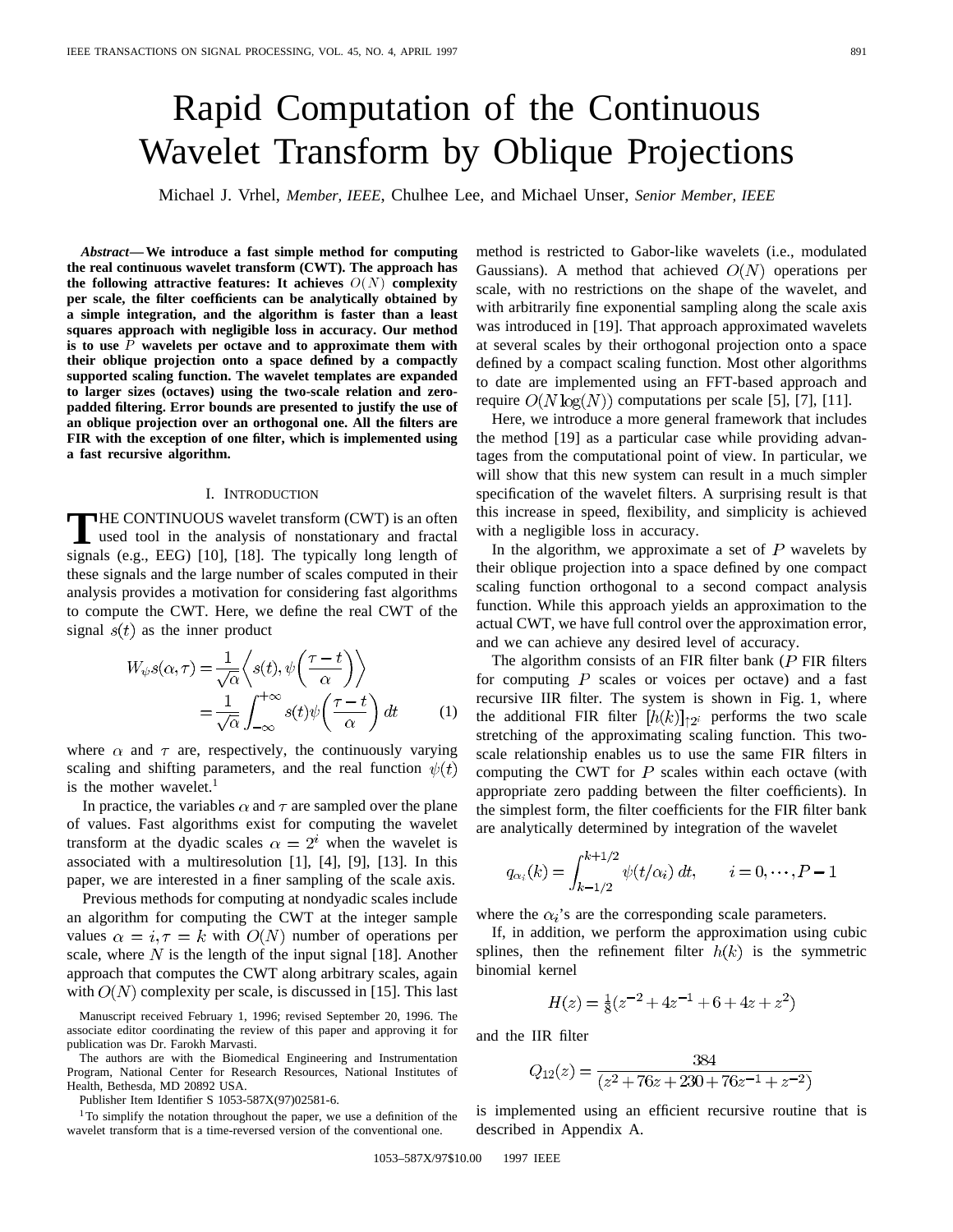# Rapid Computation of the Continuous Wavelet Transform by Oblique Projections

Michael J. Vrhel, *Member, IEEE*, Chulhee Lee, and Michael Unser, *Senior Member, IEEE*

***Abstract*— We introduce a fast simple method for computing the real continuous wavelet transform (CWT). The approach has the following attractive features: It achieves $O(N)$ complexity per scale, the filter coefficients can be analytically obtained by a simple integration, and the algorithm is faster than a least squares approach with negligible loss in accuracy. Our method is to use $P$ wavelets per octave and to approximate them with their oblique projection onto a space defined by a compactly supported scaling function. The wavelet templates are expanded to larger sizes (octaves) using the two-scale relation and zero-padded filtering. Error bounds are presented to justify the use of an oblique projection over an orthogonal one. All the filters are FIR with the exception of one filter, which is implemented using a fast recursive algorithm.**

## I. Introduction

The continuous wavelet transform (CWT) is an often used tool in the analysis of nonstationary and fractal signals (e.g., EEG) [10], [18]. The typically long length of these signals and the large number of scales computed in their analysis provides a motivation for considering fast algorithms to compute the CWT. Here, we define the real CWT of the signal $s(t)$ as the inner product

$$
\begin{aligned}
W_\psi s(\alpha, \tau) &= \frac{1}{\sqrt{\alpha}} \left\langle s(t), \psi\left(\frac{\tau - t}{\alpha}\right)\right\rangle \\
&= \frac{1}{\sqrt{\alpha}} \int_{-\infty}^{+\infty} s(t) \psi\left(\frac{\tau - t}{\alpha}\right) dt \qquad (1)
\end{aligned}
$$

where $\alpha$ and $\tau$ are, respectively, the continuously varying scaling and shifting parameters, and the real function $\psi(t)$ is the mother wavelet.[1]

In practice, the variables $\alpha$ and $\tau$ are sampled over the plane of values. Fast algorithms exist for computing the wavelet transform at the dyadic scales $\alpha = 2^i$ when the wavelet is associated with a multiresolution [1], [4], [9], [13]. In this paper, we are interested in a finer sampling of the scale axis.

Previous methods for computing at nondyadic scales include an algorithm for computing the CWT at the integer sample values $\alpha = i, \tau = k$ with $O(N)$ number of operations per scale, where $N$ is the length of the input signal [18]. Another approach that computes the CWT along arbitrary scales, again with $O(N)$ complexity per scale, is discussed in [15]. This last method is restricted to Gabor-like wavelets (i.e., modulated Gaussians). A method that achieved $O(N)$ operations per scale, with no restrictions on the shape of the wavelet, and with arbitrarily fine exponential sampling along the scale axis was introduced in [19]. That approach approximated wavelets at several scales by their orthogonal projection onto a space defined by a compact scaling function. Most other algorithms to date are implemented using an FFT-based approach and require $O(N \log(N))$ computations per scale [5], [7], [11].

Here, we introduce a more general framework that includes the method [19] as a particular case while providing advantages from the computational point of view. In particular, we will show that this new system can result in a much simpler specification of the wavelet filters. A surprising result is that this increase in speed, flexibility, and simplicity is achieved with a negligible loss in accuracy.

In the algorithm, we approximate a set of $P$ wavelets by their oblique projection into a space defined by one compact scaling function orthogonal to a second compact analysis function. While this approach yields an approximation to the actual CWT, we have full control over the approximation error, and we can achieve any desired level of accuracy.

The algorithm consists of an FIR filter bank ($P$ FIR filters for computing $P$ scales or voices per octave) and a fast recursive IIR filter. The system is shown in Fig. 1, where the additional FIR filter $[h(k)]_{\uparrow 2^i}$ performs the two scale stretching of the approximating scaling function. This two-scale relationship enables us to use the same FIR filters in computing the CWT for $P$ scales within each octave (with appropriate zero padding between the filter coefficients). In the simplest form, the filter coefficients for the FIR filter bank are analytically determined by integration of the wavelet

$$
q_{\alpha_i}(k) = \int_{k-1/2}^{k+1/2} \psi(t/\alpha_i)\, dt, \qquad i = 0, \cdots, P-1
$$

where the $\alpha_i$'s are the corresponding scale parameters.

If, in addition, we perform the approximation using cubic splines, then the refinement filter $h(k)$ is the symmetric binomial kernel

$$
H(z) = \tfrac{1}{8}(z^{-2} + 4z^{-1} + 6 + 4z + z^2)
$$

and the IIR filter

$$
Q_{12}(z) = \frac{384}{(z^2 + 76z + 230 + 76z^{-1} + z^{-2})}
$$

is implemented using an efficient recursive routine that is described in Appendix A.

---

Manuscript received February 1, 1996; revised September 20, 1996. The associate editor coordinating the review of this paper and approving it for publication was Dr. Farokh Marvasti.

The authors are with the Biomedical Engineering and Instrumentation Program, National Center for Research Resources, National Institutes of Health, Bethesda, MD 20892 USA.

Publisher Item Identifier S 1053-587X(97)02581-6.

[1] To simplify the notation throughout the paper, we use a definition of the wavelet transform that is a time-reversed version of the conventional one.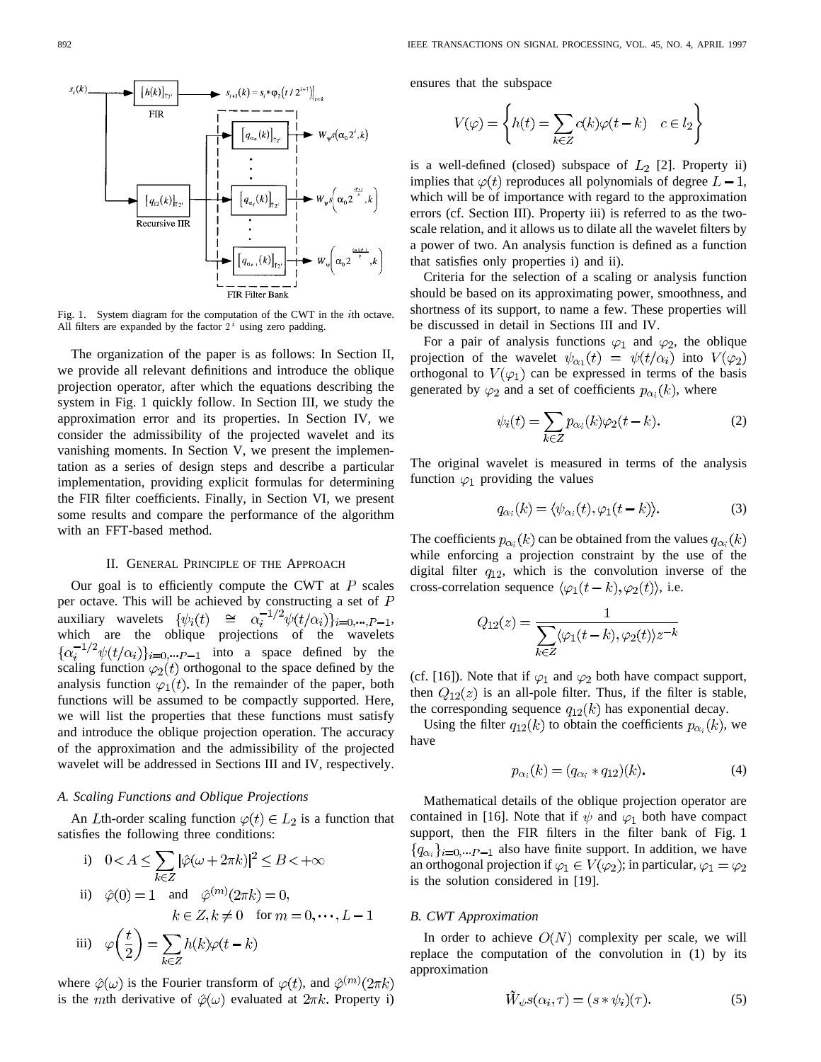Fig. 1. System diagram for the computation of the CWT in the $i$th octave. All filters are expanded by the factor $2^i$ using zero padding.

The organization of the paper is as follows: In Section II, we provide all relevant definitions and introduce the oblique projection operator, after which the equations describing the system in Fig. 1 quickly follow. In Section III, we study the approximation error and its properties. In Section IV, we consider the admissibility of the projected wavelet and its vanishing moments. In Section V, we present the implementation as a series of design steps and describe a particular implementation, providing explicit formulas for determining the FIR filter coefficients. Finally, in Section VI, we present some results and compare the performance of the algorithm with an FFT-based method.

## II. General Principle of the Approach

Our goal is to efficiently compute the CWT at $P$ scales per octave. This will be achieved by constructing a set of $P$ auxiliary wavelets $\{\psi_i(t) \cong \alpha_i^{-1/2}\psi(t/\alpha_i)\}_{i=0,\cdots,P-1}$, which are the oblique projections of the wavelets $\{\alpha_i^{-1/2}\psi(t/\alpha_i)\}_{i=0,\cdots P-1}$ into a space defined by the scaling function $\varphi_2(t)$ orthogonal to the space defined by the analysis function $\varphi_1(t)$. In the remainder of the paper, both functions will be assumed to be compactly supported. Here, we will list the properties that these functions must satisfy and introduce the oblique projection operation. The accuracy of the approximation and the admissibility of the projected wavelet will be addressed in Sections III and IV, respectively.

### A. Scaling Functions and Oblique Projections

An $L$th-order scaling function $\varphi(t) \in L_2$ is a function that satisfies the following three conditions:

i) $0 < A \leq \sum_{k\in Z} |\hat{\varphi}(\omega + 2\pi k)|^2 \leq B < +\infty$

ii) $\hat{\varphi}(0) = 1$ and $\hat{\varphi}^{(m)}(2\pi k) = 0,$
$k \in Z, k \neq 0$ for $m = 0, \cdots, L-1$

iii) $\varphi\left(\frac{t}{2}\right) = \sum_{k\in Z} h(k)\varphi(t-k)$

where $\hat{\varphi}(\omega)$ is the Fourier transform of $\varphi(t)$, and $\hat{\varphi}^{(m)}(2\pi k)$ is the $m$th derivative of $\hat{\varphi}(\omega)$ evaluated at $2\pi k$. Property i) ensures that the subspace

$$V(\varphi) = \left\{ h(t) = \sum_{k\in Z} c(k)\varphi(t-k) \quad c \in l_2 \right\}$$

is a well-defined (closed) subspace of $L_2$ [2]. Property ii) implies that $\varphi(t)$ reproduces all polynomials of degree $L-1$, which will be of importance with regard to the approximation errors (cf. Section III). Property iii) is referred to as the two-scale relation, and it allows us to dilate all the wavelet filters by a power of two. An analysis function is defined as a function that satisfies only properties i) and ii).

Criteria for the selection of a scaling or analysis function should be based on its approximating power, smoothness, and shortness of its support, to name a few. These properties will be discussed in detail in Sections III and IV.

For a pair of analysis functions $\varphi_1$ and $\varphi_2$, the oblique projection of the wavelet $\psi_{\alpha_1}(t) = \psi(t/\alpha_i)$ into $V(\varphi_2)$ orthogonal to $V(\varphi_1)$ can be expressed in terms of the basis generated by $\varphi_2$ and a set of coefficients $p_{\alpha_i}(k)$, where

$$\psi_i(t) = \sum_{k\in Z} p_{\alpha_i}(k)\varphi_2(t-k). \tag{2}$$

The original wavelet is measured in terms of the analysis function $\varphi_1$ providing the values

$$q_{\alpha_i}(k) = \langle \psi_{\alpha_i}(t), \varphi_1(t-k)\rangle. \tag{3}$$

The coefficients $p_{\alpha_i}(k)$ can be obtained from the values $q_{\alpha_i}(k)$ while enforcing a projection constraint by the use of the digital filter $q_{12}$, which is the convolution inverse of the cross-correlation sequence $\langle \varphi_1(t-k), \varphi_2(t)\rangle$, i.e.

$$Q_{12}(z) = \frac{1}{\sum_{k\in Z} \langle \varphi_1(t-k), \varphi_2(t)\rangle z^{-k}}$$

(cf. [16]). Note that if $\varphi_1$ and $\varphi_2$ both have compact support, then $Q_{12}(z)$ is an all-pole filter. Thus, if the filter is stable, the corresponding sequence $q_{12}(k)$ has exponential decay.

Using the filter $q_{12}(k)$ to obtain the coefficients $p_{\alpha_i}(k)$, we have

$$p_{\alpha_i}(k) = (q_{\alpha_i} * q_{12})(k). \tag{4}$$

Mathematical details of the oblique projection operator are contained in [16]. Note that if $\psi$ and $\varphi_1$ both have compact support, then the FIR filters in the filter bank of Fig. 1 $\{q_{\alpha_i}\}_{i=0,\cdots P-1}$ also have finite support. In addition, we have an orthogonal projection if $\varphi_1 \in V(\varphi_2)$; in particular, $\varphi_1 = \varphi_2$ is the solution considered in [19].

### B. CWT Approximation

In order to achieve $O(N)$ complexity per scale, we will replace the computation of the convolution in (1) by its approximation

$$\tilde{W}_\psi s(\alpha_i, \tau) = (s * \psi_i)(\tau). \tag{5}$$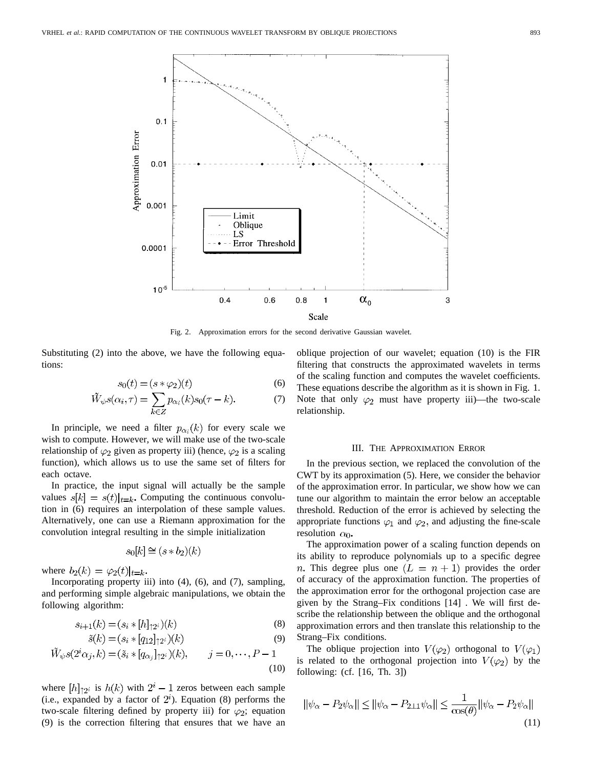Fig. 2. Approximation errors for the second derivative Gaussian wavelet.

Substituting (2) into the above, we have the following equations:

$$s_0(t) = (s * \varphi_2)(t) \tag{6}$$

$$\tilde{W}_\psi s(\alpha_i, \tau) = \sum_{k \in Z} p_{\alpha_i}(k) s_0(\tau - k). \tag{7}$$

In principle, we need a filter $p_{\alpha_i}(k)$ for every scale we wish to compute. However, we will make use of the two-scale relationship of $\varphi_2$ given as property iii) (hence, $\varphi_2$ is a scaling function), which allows us to use the same set of filters for each octave.

In practice, the input signal will actually be the sample values $s[k] = s(t)|_{t=k}$. Computing the continuous convolution in (6) requires an interpolation of these sample values. Alternatively, one can use a Riemann approximation for the convolution integral resulting in the simple initialization

$$s_0[k] \cong (s * b_2)(k)$$

where $b_2(k) = \varphi_2(t)|_{t=k}$.

Incorporating property iii) into (4), (6), and (7), sampling, and performing simple algebraic manipulations, we obtain the following algorithm:

$$s_{i+1}(k) = (s_i * [h]_{\uparrow 2^i})(k) \tag{8}$$

$$\tilde{s}(k) = (s_i * [q_{12}]_{\uparrow 2^i})(k) \tag{9}$$

$$\tilde{W}_\psi s(2^i \alpha_j, k) = (\tilde{s}_i * [q_{\alpha_j}]_{\uparrow 2^i})(k), \qquad j = 0, \cdots, P-1 \tag{10}$$

where $[h]_{\uparrow 2^i}$ is $h(k)$ with $2^i - 1$ zeros between each sample (i.e., expanded by a factor of $2^i$). Equation (8) performs the two-scale filtering defined by property iii) for $\varphi_2$; equation (9) is the correction filtering that ensures that we have an oblique projection of our wavelet; equation (10) is the FIR filtering that constructs the approximated wavelets in terms of the scaling function and computes the wavelet coefficients. These equations describe the algorithm as it is shown in Fig. 1. Note that only $\varphi_2$ must have property iii)—the two-scale relationship.

## III. The Approximation Error

In the previous section, we replaced the convolution of the CWT by its approximation (5). Here, we consider the behavior of the approximation error. In particular, we show how we can tune our algorithm to maintain the error below an acceptable threshold. Reduction of the error is achieved by selecting the appropriate functions $\varphi_1$ and $\varphi_2$, and adjusting the fine-scale resolution $\alpha_0$.

The approximation power of a scaling function depends on its ability to reproduce polynomials up to a specific degree $n$. This degree plus one $(L = n + 1)$ provides the order of accuracy of the approximation function. The properties of the approximation error for the orthogonal projection case are given by the Strang–Fix conditions [14] . We will first describe the relationship between the oblique and the orthogonal approximation errors and then translate this relationship to the Strang–Fix conditions.

The oblique projection into $V(\varphi_2)$ orthogonal to $V(\varphi_1)$ is related to the orthogonal projection into $V(\varphi_2)$ by the following: (cf. [16, Th. 3])

$$\|\psi_\alpha - P_2 \psi_\alpha\| \leq \|\psi_\alpha - P_{2\perp 1} \psi_\alpha\| \leq \frac{1}{\cos(\theta)} \|\psi_\alpha - P_2 \psi_\alpha\| \tag{11}$$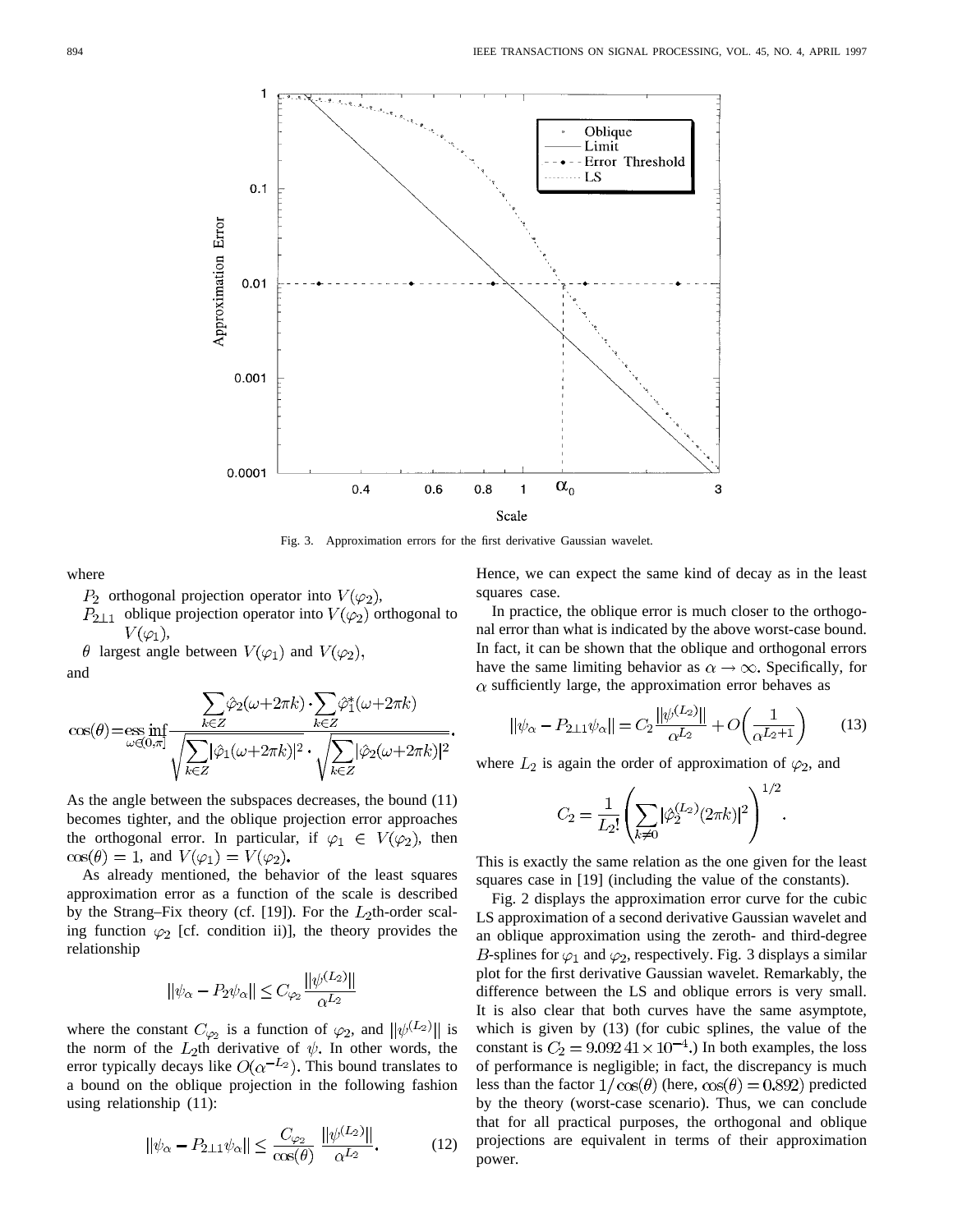Fig. 3. Approximation errors for the first derivative Gaussian wavelet.

where

- $P_2$ orthogonal projection operator into $V(\varphi_2)$,
- $P_{2\perp 1}$ oblique projection operator into $V(\varphi_2)$ orthogonal to $V(\varphi_1)$,
- $\theta$ largest angle between $V(\varphi_1)$ and $V(\varphi_2)$,

and

$$\cos(\theta) = \operatorname*{ess\,inf}_{\omega \in (0,\pi]} \frac{\sum_{k\in Z} \hat{\varphi}_2(\omega + 2\pi k) \cdot \sum_{k\in Z} \hat{\varphi}_1^*(\omega + 2\pi k)}{\sqrt{\sum_{k\in Z} |\hat{\varphi}_1(\omega + 2\pi k)|^2} \cdot \sqrt{\sum_{k\in Z} |\hat{\varphi}_2(\omega + 2\pi k)|^2}}.$$

As the angle between the subspaces decreases, the bound (11) becomes tighter, and the oblique projection error approaches the orthogonal error. In particular, if $\varphi_1 \in V(\varphi_2)$, then $\cos(\theta) = 1$, and $V(\varphi_1) = V(\varphi_2)$.

As already mentioned, the behavior of the least squares approximation error as a function of the scale is described by the Strang–Fix theory (cf. [19]). For the $L_2$th-order scaling function $\varphi_2$ [cf. condition ii)], the theory provides the relationship

$$\|\psi_\alpha - P_2 \psi_\alpha\| \leq C_{\varphi_2} \frac{\|\psi^{(L_2)}\|}{\alpha^{L_2}}$$

where the constant $C_{\varphi_2}$ is a function of $\varphi_2$, and $\|\psi^{(L_2)}\|$ is the norm of the $L_2$th derivative of $\psi$. In other words, the error typically decays like $O(\alpha^{-L_2})$. This bound translates to a bound on the oblique projection in the following fashion using relationship (11):

$$\|\psi_\alpha - P_{2\perp 1} \psi_\alpha\| \leq \frac{C_{\varphi_2}}{\cos(\theta)} \frac{\|\psi^{(L_2)}\|}{\alpha^{L_2}}. \tag{12}$$

Hence, we can expect the same kind of decay as in the least squares case.

In practice, the oblique error is much closer to the orthogonal error than what is indicated by the above worst-case bound. In fact, it can be shown that the oblique and orthogonal errors have the same limiting behavior as $\alpha \to \infty$. Specifically, for $\alpha$ sufficiently large, the approximation error behaves as

$$\|\psi_\alpha - P_{2\perp 1} \psi_\alpha\| = C_2 \frac{\|\psi^{(L_2)}\|}{\alpha^{L_2}} + O\left(\frac{1}{\alpha^{L_2+1}}\right) \tag{13}$$

where $L_2$ is again the order of approximation of $\varphi_2$, and

$$C_2 = \frac{1}{L_2!} \left( \sum_{k \neq 0} |\hat{\varphi}_2^{(L_2)}(2\pi k)|^2 \right)^{1/2}.$$

This is exactly the same relation as the one given for the least squares case in [19] (including the value of the constants).

Fig. 2 displays the approximation error curve for the cubic LS approximation of a second derivative Gaussian wavelet and an oblique approximation using the zeroth- and third-degree $B$-splines for $\varphi_1$ and $\varphi_2$, respectively. Fig. 3 displays a similar plot for the first derivative Gaussian wavelet. Remarkably, the difference between the LS and oblique errors is very small. It is also clear that both curves have the same asymptote, which is given by (13) (for cubic splines, the value of the constant is $C_2 = 9.092\,41 \times 10^{-4}$.) In both examples, the loss of performance is negligible; in fact, the discrepancy is much less than the factor $1/\cos(\theta)$ (here, $\cos(\theta) = 0.892$) predicted by the theory (worst-case scenario). Thus, we can conclude that for all practical purposes, the orthogonal and oblique projections are equivalent in terms of their approximation power.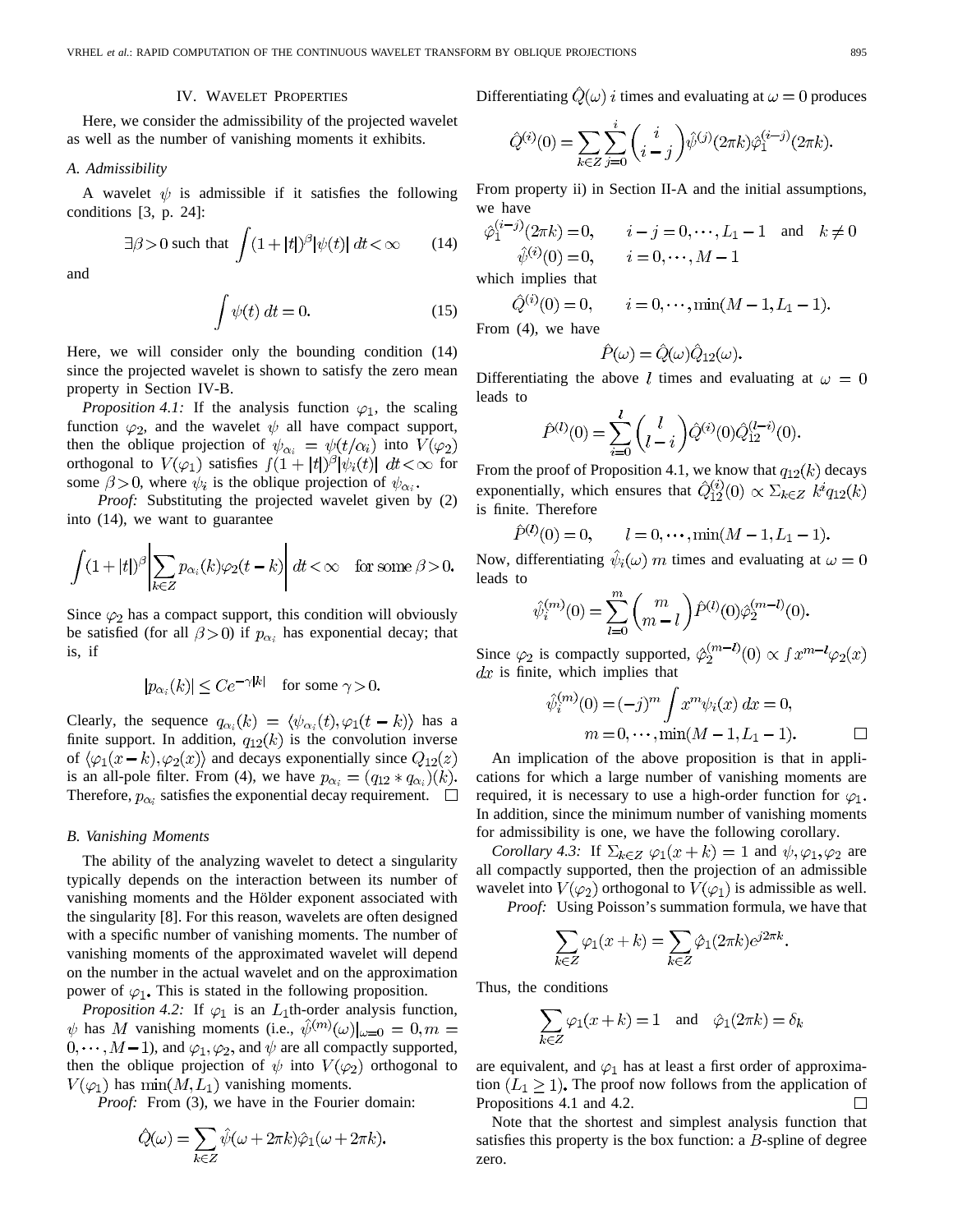## IV. Wavelet Properties

Here, we consider the admissibility of the projected wavelet as well as the number of vanishing moments it exhibits.

### A. Admissibility

A wavelet $\psi$ is admissible if it satisfies the following conditions [3, p. 24]:

$$\exists \beta > 0 \text{ such that } \int (1+|t|)^{\beta} |\psi(t)| \, dt < \infty \tag{14}$$

and

$$\int \psi(t)\, dt = 0. \tag{15}$$

Here, we will consider only the bounding condition (14) since the projected wavelet is shown to satisfy the zero mean property in Section IV-B.

*Proposition 4.1:* If the analysis function $\varphi_1$, the scaling function $\varphi_2$, and the wavelet $\psi$ all have compact support, then the oblique projection of $\psi_{\alpha_i} = \psi(t/\alpha_i)$ into $V(\varphi_2)$ orthogonal to $V(\varphi_1)$ satisfies $\int (1+|t|)^{\beta} |\psi_i(t)| \, dt < \infty$ for some $\beta > 0$, where $\psi_i$ is the oblique projection of $\psi_{\alpha_i}$.

*Proof:* Substituting the projected wavelet given by (2) into (14), we want to guarantee

$$\int (1+|t|)^{\beta} \left| \sum_{k\in Z} p_{\alpha_i}(k) \varphi_2(t-k) \right| dt < \infty \quad \text{for some } \beta > 0.$$

Since $\varphi_2$ has a compact support, this condition will obviously be satisfied (for all $\beta > 0$) if $p_{\alpha_i}$ has exponential decay; that is, if

$$|p_{\alpha_i}(k)| \leq C e^{-\gamma |k|} \quad \text{for some } \gamma > 0.$$

Clearly, the sequence $q_{\alpha_i}(k) = \langle \psi_{\alpha_i}(t), \varphi_1(t-k) \rangle$ has a finite support. In addition, $q_{12}(k)$ is the convolution inverse of $\langle \varphi_1(x-k), \varphi_2(x) \rangle$ and decays exponentially since $Q_{12}(z)$ is an all-pole filter. From (4), we have $p_{\alpha_i} = (q_{12} * q_{\alpha_i})(k)$. Therefore, $p_{\alpha_i}$ satisfies the exponential decay requirement. □

### B. Vanishing Moments

The ability of the analyzing wavelet to detect a singularity typically depends on the interaction between its number of vanishing moments and the Hölder exponent associated with the singularity [8]. For this reason, wavelets are often designed with a specific number of vanishing moments. The number of vanishing moments of the approximated wavelet will depend on the number in the actual wavelet and on the approximation power of $\varphi_1$. This is stated in the following proposition.

*Proposition 4.2:* If $\varphi_1$ is an $L_1$th-order analysis function, $\psi$ has $M$ vanishing moments (i.e., $\hat{\psi}^{(m)}(\omega)|_{\omega=0} = 0, m = 0, \cdots, M-1$), and $\varphi_1, \varphi_2$, and $\psi$ are all compactly supported, then the oblique projection of $\psi$ into $V(\varphi_2)$ orthogonal to $V(\varphi_1)$ has $\min(M, L_1)$ vanishing moments.

*Proof:* From (3), we have in the Fourier domain:

$$\hat{Q}(\omega) = \sum_{k\in Z} \hat{\psi}(\omega + 2\pi k) \hat{\varphi}_1(\omega + 2\pi k).$$

Differentiating $\hat{Q}(\omega)$ $i$ times and evaluating at $\omega = 0$ produces

$$\hat{Q}^{(i)}(0) = \sum_{k\in Z} \sum_{j=0}^{i} \binom{i}{i-j} \hat{\psi}^{(j)}(2\pi k) \hat{\varphi}_1^{(i-j)}(2\pi k).$$

From property ii) in Section II-A and the initial assumptions, we have

$$\hat{\varphi}_1^{(i-j)}(2\pi k) = 0, \qquad i-j = 0, \cdots, L_1 - 1 \quad \text{and} \quad k \neq 0$$
$$\hat{\psi}^{(i)}(0) = 0, \qquad i = 0, \cdots, M-1$$

which implies that

$$\hat{Q}^{(i)}(0) = 0, \qquad i = 0, \cdots, \min(M-1, L_1 - 1).$$

From (4), we have

$$\hat{P}(\omega) = \hat{Q}(\omega) \hat{Q}_{12}(\omega).$$

Differentiating the above $l$ times and evaluating at $\omega = 0$ leads to

$$\hat{P}^{(l)}(0) = \sum_{i=0}^{l} \binom{l}{l-i} \hat{Q}^{(i)}(0) \hat{Q}_{12}^{(l-i)}(0).$$

From the proof of Proposition 4.1, we know that $q_{12}(k)$ decays exponentially, which ensures that $\hat{Q}_{12}^{(i)}(0) \propto \sum_{k\in Z} k^i q_{12}(k)$ is finite. Therefore

$$\hat{P}^{(l)}(0) = 0, \qquad l = 0, \cdots, \min(M-1, L_1 - 1).$$

Now, differentiating $\hat{\psi}_i(\omega)$ $m$ times and evaluating at $\omega = 0$ leads to

$$\hat{\psi}_i^{(m)}(0) = \sum_{l=0}^{m} \binom{m}{m-l} \hat{P}^{(l)}(0) \hat{\varphi}_2^{(m-l)}(0).$$

Since $\varphi_2$ is compactly supported, $\hat{\varphi}_2^{(m-l)}(0) \propto \int x^{m-l} \varphi_2(x) \, dx$ is finite, which implies that

$$\hat{\psi}_i^{(m)}(0) = (-j)^m \int x^m \psi_i(x) \, dx = 0,$$
$$m = 0, \cdots, \min(M-1, L_1 - 1). \qquad \square$$

An implication of the above proposition is that in applications for which a large number of vanishing moments are required, it is necessary to use a high-order function for $\varphi_1$. In addition, since the minimum number of vanishing moments for admissibility is one, we have the following corollary.

*Corollary 4.3:* If $\sum_{k\in Z} \varphi_1(x+k) = 1$ and $\psi, \varphi_1, \varphi_2$ are all compactly supported, then the projection of an admissible wavelet into $V(\varphi_2)$ orthogonal to $V(\varphi_1)$ is admissible as well.

*Proof:* Using Poisson's summation formula, we have that

$$\sum_{k\in Z} \varphi_1(x+k) = \sum_{k\in Z} \hat{\varphi}_1(2\pi k) e^{j2\pi k}.$$

Thus, the conditions

$$\sum_{k\in Z} \varphi_1(x+k) = 1 \quad \text{and} \quad \hat{\varphi}_1(2\pi k) = \delta_k$$

are equivalent, and $\varphi_1$ has at least a first order of approximation $(L_1 \geq 1)$. The proof now follows from the application of Propositions 4.1 and 4.2. □

Note that the shortest and simplest analysis function that satisfies this property is the box function: a $B$-spline of degree zero.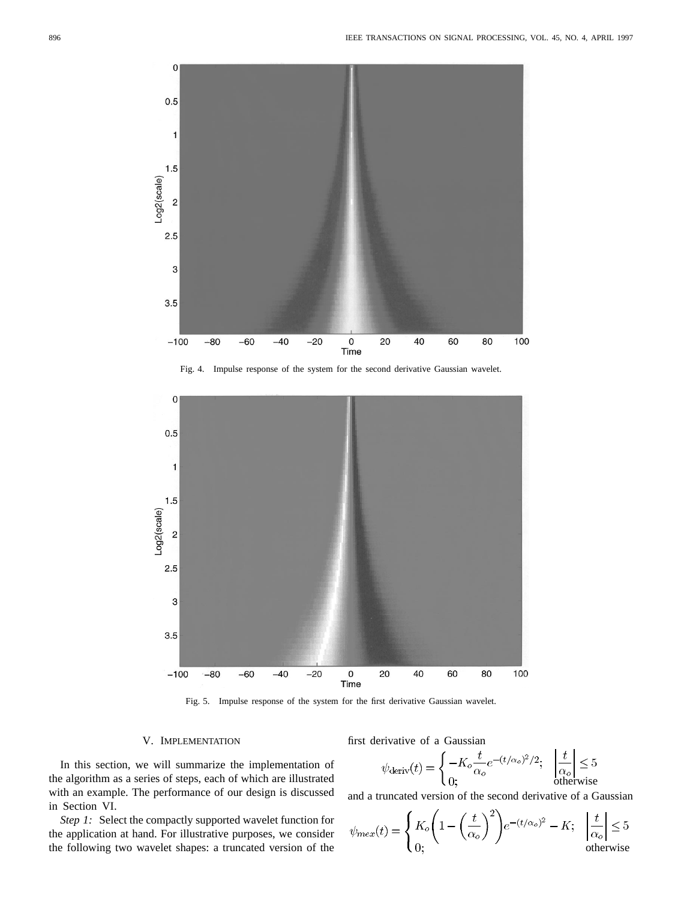Fig. 4. Impulse response of the system for the second derivative Gaussian wavelet.

Fig. 5. Impulse response of the system for the first derivative Gaussian wavelet.

## V. Implementation

In this section, we will summarize the implementation of the algorithm as a series of steps, each of which are illustrated with an example. The performance of our design is discussed in Section VI.

*Step 1:* Select the compactly supported wavelet function for the application at hand. For illustrative purposes, we consider the following two wavelet shapes: a truncated version of the first derivative of a Gaussian

$$\psi_{\text{deriv}}(t) = \begin{cases} -K_o \dfrac{t}{\alpha_o} e^{-(t/\alpha_o)^2/2}; & \left|\dfrac{t}{\alpha_o}\right| \leq 5 \\ 0; & \text{otherwise} \end{cases}$$

and a truncated version of the second derivative of a Gaussian

$$\psi_{mex}(t) = \begin{cases} K_o \left(1 - \left(\dfrac{t}{\alpha_o}\right)^2\right) e^{-(t/\alpha_o)^2} - K; & \left|\dfrac{t}{\alpha_o}\right| \leq 5 \\ 0; & \text{otherwise} \end{cases}$$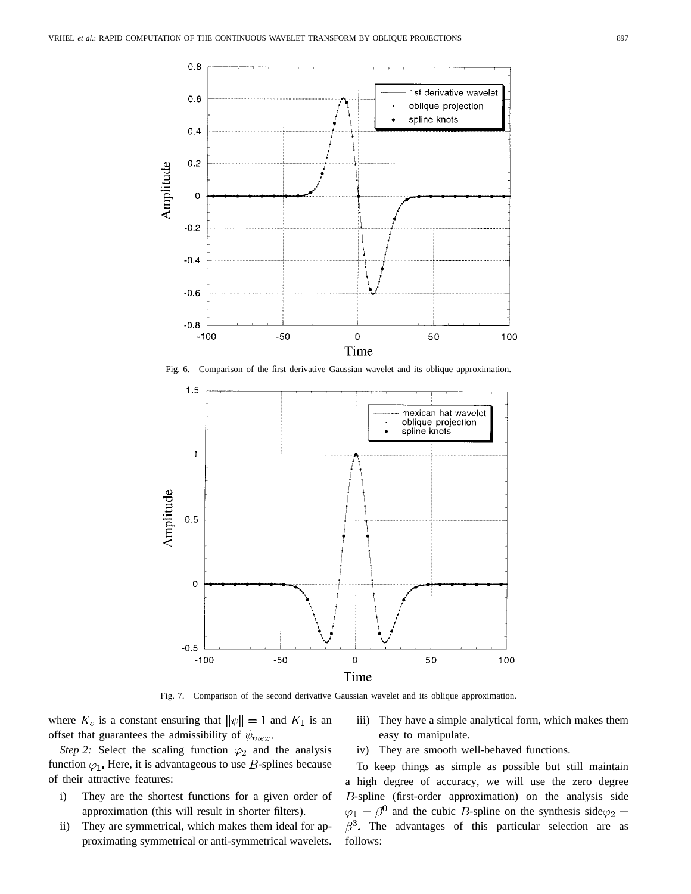Fig. 6. Comparison of the first derivative Gaussian wavelet and its oblique approximation.

Fig. 7. Comparison of the second derivative Gaussian wavelet and its oblique approximation.

where $K_o$ is a constant ensuring that $\|\psi\| = 1$ and $K_1$ is an offset that guarantees the admissibility of $\psi_{mex}$.

*Step 2:* Select the scaling function $\varphi_2$ and the analysis function $\varphi_1$. Here, it is advantageous to use $B$-splines because of their attractive features:

i) They are the shortest functions for a given order of approximation (this will result in shorter filters).
ii) They are symmetrical, which makes them ideal for approximating symmetrical or anti-symmetrical wavelets.
iii) They have a simple analytical form, which makes them easy to manipulate.
iv) They are smooth well-behaved functions.

To keep things as simple as possible but still maintain a high degree of accuracy, we will use the zero degree $B$-spline (first-order approximation) on the analysis side $\varphi_1 = \beta^0$ and the cubic $B$-spline on the synthesis side $\varphi_2 = \beta^3$. The advantages of this particular selection are as follows: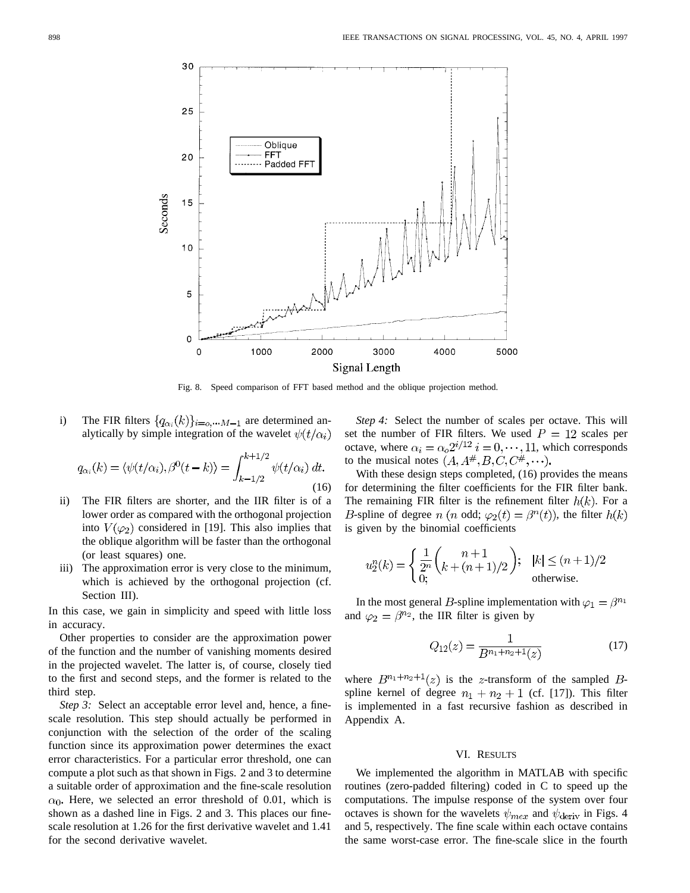Fig. 8. Speed comparison of FFT based method and the oblique projection method.

i) The FIR filters $\{q_{\alpha_i}(k)\}_{i=o,\cdots M-1}$ are determined analytically by simple integration of the wavelet $\psi(t/\alpha_i)$

$$q_{\alpha_i}(k) = \langle \psi(t/\alpha_i), \beta^0(t-k)\rangle = \int_{k-1/2}^{k+1/2} \psi(t/\alpha_i)\, dt. \tag{16}$$

ii) The FIR filters are shorter, and the IIR filter is of a lower order as compared with the orthogonal projection into $V(\varphi_2)$ considered in [19]. This also implies that the oblique algorithm will be faster than the orthogonal (or least squares) one.

iii) The approximation error is very close to the minimum, which is achieved by the orthogonal projection (cf. Section III).

In this case, we gain in simplicity and speed with little loss in accuracy.

Other properties to consider are the approximation power of the function and the number of vanishing moments desired in the projected wavelet. The latter is, of course, closely tied to the first and second steps, and the former is related to the third step.

*Step 3:* Select an acceptable error level and, hence, a fine-scale resolution. This step should actually be performed in conjunction with the selection of the order of the scaling function since its approximation power determines the exact error characteristics. For a particular error threshold, one can compute a plot such as that shown in Figs. 2 and 3 to determine a suitable order of approximation and the fine-scale resolution $\alpha_0$. Here, we selected an error threshold of 0.01, which is shown as a dashed line in Figs. 2 and 3. This places our fine-scale resolution at 1.26 for the first derivative wavelet and 1.41 for the second derivative wavelet.

*Step 4:* Select the number of scales per octave. This will set the number of FIR filters. We used $P = 12$ scales per octave, where $\alpha_i = \alpha_o 2^{i/12}$ $i = 0, \cdots, 11$, which corresponds to the musical notes $(A, A^{\#}, B, C, C^{\#}, \cdots)$.

With these design steps completed, (16) provides the means for determining the filter coefficients for the FIR filter bank. The remaining FIR filter is the refinement filter $h(k)$. For a $B$-spline of degree $n$ ($n$ odd; $\varphi_2(t) = \beta^n(t)$), the filter $h(k)$ is given by the binomial coefficients

$$u_2^n(k) = \begin{cases} \dfrac{1}{2^n}\begin{pmatrix} n+1 \\ k+(n+1)/2 \end{pmatrix}; & |k| \le (n+1)/2 \\ 0; & \text{otherwise.} \end{cases}$$

In the most general $B$-spline implementation with $\varphi_1 = \beta^{n_1}$ and $\varphi_2 = \beta^{n_2}$, the IIR filter is given by

$$Q_{12}(z) = \frac{1}{B^{n_1+n_2+1}(z)} \tag{17}$$

where $B^{n_1+n_2+1}(z)$ is the $z$-transform of the sampled $B$-spline kernel of degree $n_1 + n_2 + 1$ (cf. [17]). This filter is implemented in a fast recursive fashion as described in Appendix A.

## VI. Results

We implemented the algorithm in MATLAB with specific routines (zero-padded filtering) coded in C to speed up the computations. The impulse response of the system over four octaves is shown for the wavelets $\psi_{mex}$ and $\psi_{\text{deriv}}$ in Figs. 4 and 5, respectively. The fine scale within each octave contains the same worst-case error. The fine-scale slice in the fourth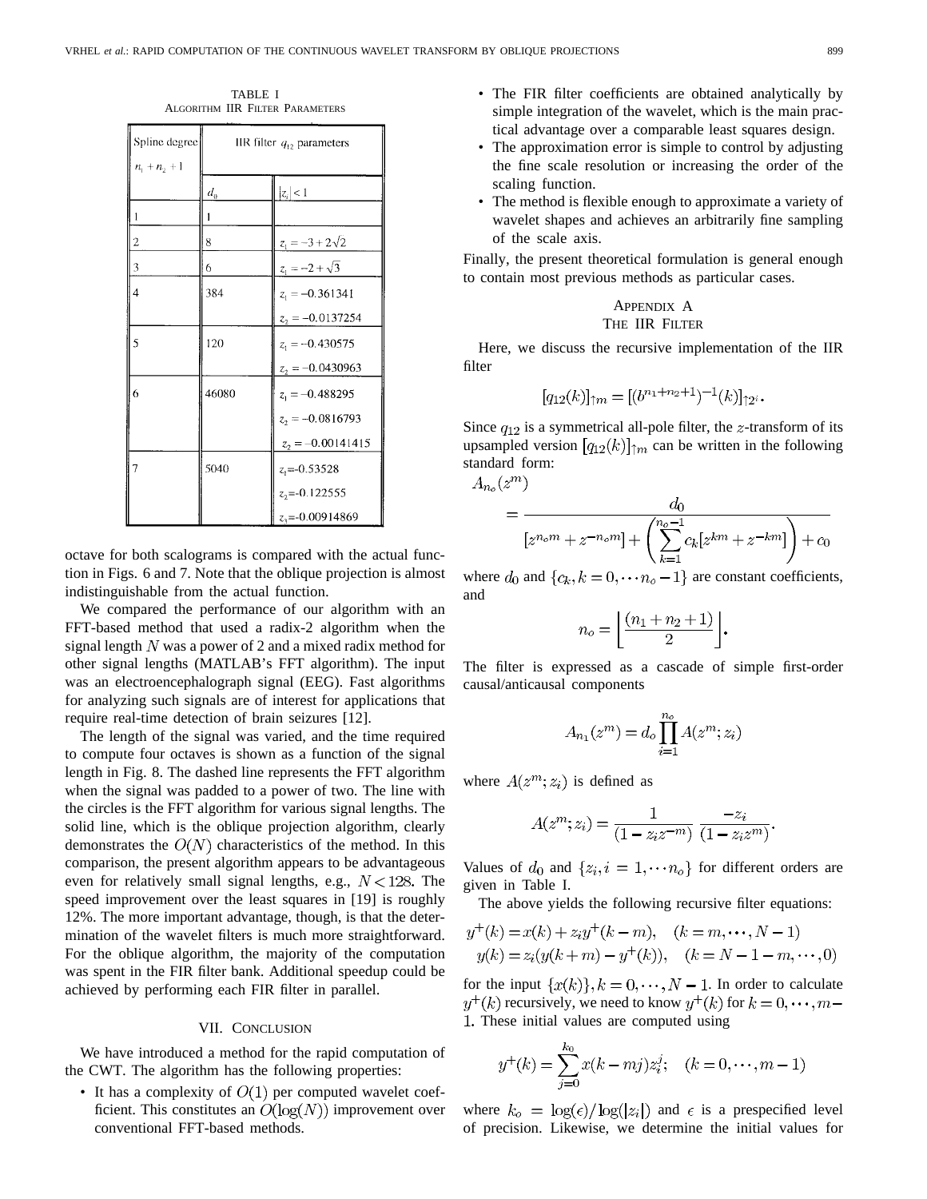TABLE I
ALGORITHM IIR FILTER PARAMETERS

| Spline degree $n_1 + n_2 + 1$ | IIR filter $q_{12}$ parameters | |
|---|---|---|
| | $d_0$ | $\|z_i\| < 1$ |
| 1 | 1 | |
| 2 | 8 | $z_1 = -3 + 2\sqrt{2}$ |
| 3 | 6 | $z_1 = -2 + \sqrt{3}$ |
| 4 | 384 | $z_1 = -0.361341$<br>$z_2 = -0.0137254$ |
| 5 | 120 | $z_1 = -0.430575$<br>$z_2 = -0.0430963$ |
| 6 | 46080 | $z_1 = -0.488295$<br>$z_2 = -0.0816793$<br>$z_3 = -0.00141415$ |
| 7 | 5040 | $z_1$=-0.53528<br>$z_2$=-0.122555<br>$z_3$=-0.00914869 |

octave for both scalograms is compared with the actual function in Figs. 6 and 7. Note that the oblique projection is almost indistinguishable from the actual function.

We compared the performance of our algorithm with an FFT-based method that used a radix-2 algorithm when the signal length $N$ was a power of 2 and a mixed radix method for other signal lengths (MATLAB's FFT algorithm). The input was an electroencephalograph signal (EEG). Fast algorithms for analyzing such signals are of interest for applications that require real-time detection of brain seizures [12].

The length of the signal was varied, and the time required to compute four octaves is shown as a function of the signal length in Fig. 8. The dashed line represents the FFT algorithm when the signal was padded to a power of two. The line with the circles is the FFT algorithm for various signal lengths. The solid line, which is the oblique projection algorithm, clearly demonstrates the $O(N)$ characteristics of the method. In this comparison, the present algorithm appears to be advantageous even for relatively small signal lengths, e.g., $N < 128$. The speed improvement over the least squares in [19] is roughly 12%. The more important advantage, though, is that the determination of the wavelet filters is much more straightforward. For the oblique algorithm, the majority of the computation was spent in the FIR filter bank. Additional speedup could be achieved by performing each FIR filter in parallel.

## VII. CONCLUSION

We have introduced a method for the rapid computation of the CWT. The algorithm has the following properties:

- It has a complexity of $O(1)$ per computed wavelet coefficient. This constitutes an $O(\log(N))$ improvement over conventional FFT-based methods.
- The FIR filter coefficients are obtained analytically by simple integration of the wavelet, which is the main practical advantage over a comparable least squares design.
- The approximation error is simple to control by adjusting the fine scale resolution or increasing the order of the scaling function.
- The method is flexible enough to approximate a variety of wavelet shapes and achieves an arbitrarily fine sampling of the scale axis.

Finally, the present theoretical formulation is general enough to contain most previous methods as particular cases.

## APPENDIX A
## THE IIR FILTER

Here, we discuss the recursive implementation of the IIR filter

$$[q_{12}(k)]_{\uparrow m} = [(b^{n_1+n_2+1})^{-1}(k)]_{\uparrow 2^i}.$$

Since $q_{12}$ is a symmetrical all-pole filter, the $z$-transform of its upsampled version $[q_{12}(k)]_{\uparrow m}$ can be written in the following standard form:

$$A_{n_o}(z^m) = \frac{d_0}{[z^{n_o m} + z^{-n_o m}] + \left(\sum_{k=1}^{n_o-1} c_k[z^{km} + z^{-km}]\right) + c_0}$$

where $d_0$ and $\{c_k, k = 0, \cdots n_o - 1\}$ are constant coefficients, and

$$n_o = \left\lfloor \frac{(n_1 + n_2 + 1)}{2} \right\rfloor.$$

The filter is expressed as a cascade of simple first-order causal/anticausal components

$$A_{n_1}(z^m) = d_o \prod_{i=1}^{n_o} A(z^m; z_i)$$

where $A(z^m; z_i)$ is defined as

$$A(z^m; z_i) = \frac{1}{(1 - z_i z^{-m})} \frac{-z_i}{(1 - z_i z^m)}.$$

Values of $d_0$ and $\{z_i, i = 1, \cdots n_o\}$ for different orders are given in Table I.

The above yields the following recursive filter equations:

$$y^+(k) = x(k) + z_i y^+(k - m), \quad (k = m, \cdots, N - 1)$$
$$y(k) = z_i(y(k + m) - y^+(k)), \quad (k = N - 1 - m, \cdots, 0)$$

for the input $\{x(k)\}, k = 0, \cdots, N - 1$. In order to calculate $y^+(k)$ recursively, we need to know $y^+(k)$ for $k = 0, \cdots, m - 1$. These initial values are computed using

$$y^+(k) = \sum_{j=0}^{k_0} x(k - mj) z_i^j; \quad (k = 0, \cdots, m - 1)$$

where $k_o = \log(\epsilon)/\log(|z_i|)$ and $\epsilon$ is a prespecified level of precision. Likewise, we determine the initial values for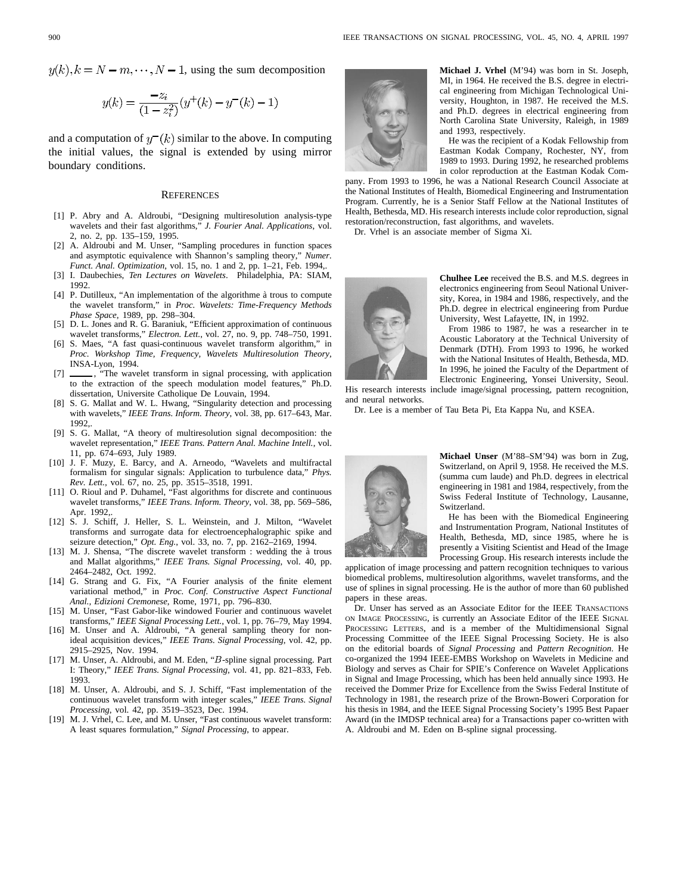$y(k), k = N - m, \cdots, N - 1$, using the sum decomposition

$$y(k) = \frac{-z_i}{(1 - z_i^2)}(y^+(k) - y^-(k) - 1)$$

and a computation of $y^-(k)$ similar to the above. In computing the initial values, the signal is extended by using mirror boundary conditions.

## References

[1] P. Abry and A. Aldroubi, "Designing multiresolution analysis-type wavelets and their fast algorithms," *J. Fourier Anal. Applications*, vol. 2, no. 2, pp. 135–159, 1995.

[2] A. Aldroubi and M. Unser, "Sampling procedures in function spaces and asymptotic equivalence with Shannon's sampling theory," *Numer. Funct. Anal. Optimization*, vol. 15, no. 1 and 2, pp. 1–21, Feb. 1994,.

[3] I. Daubechies, *Ten Lectures on Wavelets*. Philadelphia, PA: SIAM, 1992.

[4] P. Dutilleux, "An implementation of the algorithme à trous to compute the wavelet transform," in *Proc. Wavelets: Time-Frequency Methods Phase Space*, 1989, pp. 298–304.

[5] D. L. Jones and R. G. Baraniuk, "Efficient approximation of continuous wavelet transforms," *Electron. Lett.*, vol. 27, no. 9, pp. 748–750, 1991.

[6] S. Maes, "A fast quasi-continuous wavelet transform algorithm," in *Proc. Workshop Time, Frequency, Wavelets Multiresolution Theory*, INSA-Lyon, 1994.

[7] ——, "The wavelet transform in signal processing, with application to the extraction of the speech modulation model features," Ph.D. dissertation, Universite Catholique De Louvain, 1994.

[8] S. G. Mallat and W. L. Hwang, "Singularity detection and processing with wavelets," *IEEE Trans. Inform. Theory*, vol. 38, pp. 617–643, Mar. 1992,.

[9] S. G. Mallat, "A theory of multiresolution signal decomposition: the wavelet representation," *IEEE Trans. Pattern Anal. Machine Intell.*, vol. 11, pp. 674–693, July 1989.

[10] J. F. Muzy, E. Barcy, and A. Arneodo, "Wavelets and multifractal formalism for singular signals: Application to turbulence data," *Phys. Rev. Lett.*, vol. 67, no. 25, pp. 3515–3518, 1991.

[11] O. Rioul and P. Duhamel, "Fast algorithms for discrete and continuous wavelet transforms," *IEEE Trans. Inform. Theory*, vol. 38, pp. 569–586, Apr. 1992,.

[12] S. J. Schiff, J. Heller, S. L. Weinstein, and J. Milton, "Wavelet transforms and surrogate data for electroencephalographic spike and seizure detection," *Opt. Eng.*, vol. 33, no. 7, pp. 2162–2169, 1994.

[13] M. J. Shensa, "The discrete wavelet transform : wedding the à trous and Mallat algorithms," *IEEE Trans. Signal Processing*, vol. 40, pp. 2464–2482, Oct. 1992.

[14] G. Strang and G. Fix, "A Fourier analysis of the finite element variational method," in *Proc. Conf. Constructive Aspect Functional Anal., Edizioni Cremonese*, Rome, 1971, pp. 796–830.

[15] M. Unser, "Fast Gabor-like windowed Fourier and continuous wavelet transforms," *IEEE Signal Processing Lett.*, vol. 1, pp. 76–79, May 1994.

[16] M. Unser and A. Aldroubi, "A general sampling theory for non-ideal acquisition devices," *IEEE Trans. Signal Processing*, vol. 42, pp. 2915–2925, Nov. 1994.

[17] M. Unser, A. Aldroubi, and M. Eden, "$B$-spline signal processing. Part I: Theory," *IEEE Trans. Signal Processing*, vol. 41, pp. 821–833, Feb. 1993.

[18] M. Unser, A. Aldroubi, and S. J. Schiff, "Fast implementation of the continuous wavelet transform with integer scales," *IEEE Trans. Signal Processing*, vol. 42, pp. 3519–3523, Dec. 1994.

[19] M. J. Vrhel, C. Lee, and M. Unser, "Fast continuous wavelet transform: A least squares formulation," *Signal Processing*, to appear.

**Michael J. Vrhel** (M'94) was born in St. Joseph, MI, in 1964. He received the B.S. degree in electrical engineering from Michigan Technological University, Houghton, in 1987. He received the M.S. and Ph.D. degrees in electrical engineering from North Carolina State University, Raleigh, in 1989 and 1993, respectively.

He was the recipient of a Kodak Fellowship from Eastman Kodak Company, Rochester, NY, from 1989 to 1993. During 1992, he researched problems in color reproduction at the Eastman Kodak Company. From 1993 to 1996, he was a National Research Council Associate at the National Institutes of Health, Biomedical Engineering and Instrumentation Program. Currently, he is a Senior Staff Fellow at the National Institutes of Health, Bethesda, MD. His research interests include color reproduction, signal restoration/reconstruction, fast algorithms, and wavelets.

Dr. Vrhel is an associate member of Sigma Xi.

**Chulhee Lee** received the B.S. and M.S. degrees in electronics engineering from Seoul National University, Korea, in 1984 and 1986, respectively, and the Ph.D. degree in electrical engineering from Purdue University, West Lafayette, IN, in 1992.

From 1986 to 1987, he was a researcher in te Acoustic Laboratory at the Technical University of Denmark (DTH). From 1993 to 1996, he worked with the National Insitutes of Health, Bethesda, MD. In 1996, he joined the Faculty of the Department of Electronic Engineering, Yonsei University, Seoul. His research interests include image/signal processing, pattern recognition, and neural networks.

Dr. Lee is a member of Tau Beta Pi, Eta Kappa Nu, and KSEA.

**Michael Unser** (M'88–SM'94) was born in Zug, Switzerland, on April 9, 1958. He received the M.S. (summa cum laude) and Ph.D. degrees in electrical engineering in 1981 and 1984, respectively, from the Swiss Federal Institute of Technology, Lausanne, Switzerland.

He has been with the Biomedical Engineering and Instrumentation Program, National Institutes of Health, Bethesda, MD, since 1985, where he is presently a Visiting Scientist and Head of the Image Processing Group. His research interests include the application of image processing and pattern recognition techniques to various biomedical problems, multiresolution algorithms, wavelet transforms, and the use of splines in signal processing. He is the author of more than 60 published papers in these areas.

Dr. Unser has served as an Associate Editor for the IEEE Transactions on Image Processing, is currently an Associate Editor of the IEEE Signal Processing Letters, and is a member of the Multidimensional Signal Processing Committee of the IEEE Signal Processing Society. He is also on the editorial boards of *Signal Processing* and *Pattern Recognition*. He co-organized the 1994 IEEE-EMBS Workshop on Wavelets in Medicine and Biology and serves as Chair for SPIE's Conference on Wavelet Applications in Signal and Image Processing, which has been held annually since 1993. He received the Dommer Prize for Excellence from the Swiss Federal Institute of Technology in 1981, the research prize of the Brown-Boweri Corporation for his thesis in 1984, and the IEEE Signal Processing Society's 1995 Best Papaer Award (in the IMDSP technical area) for a Transactions paper co-written with A. Aldroubi and M. Eden on B-spline signal processing.